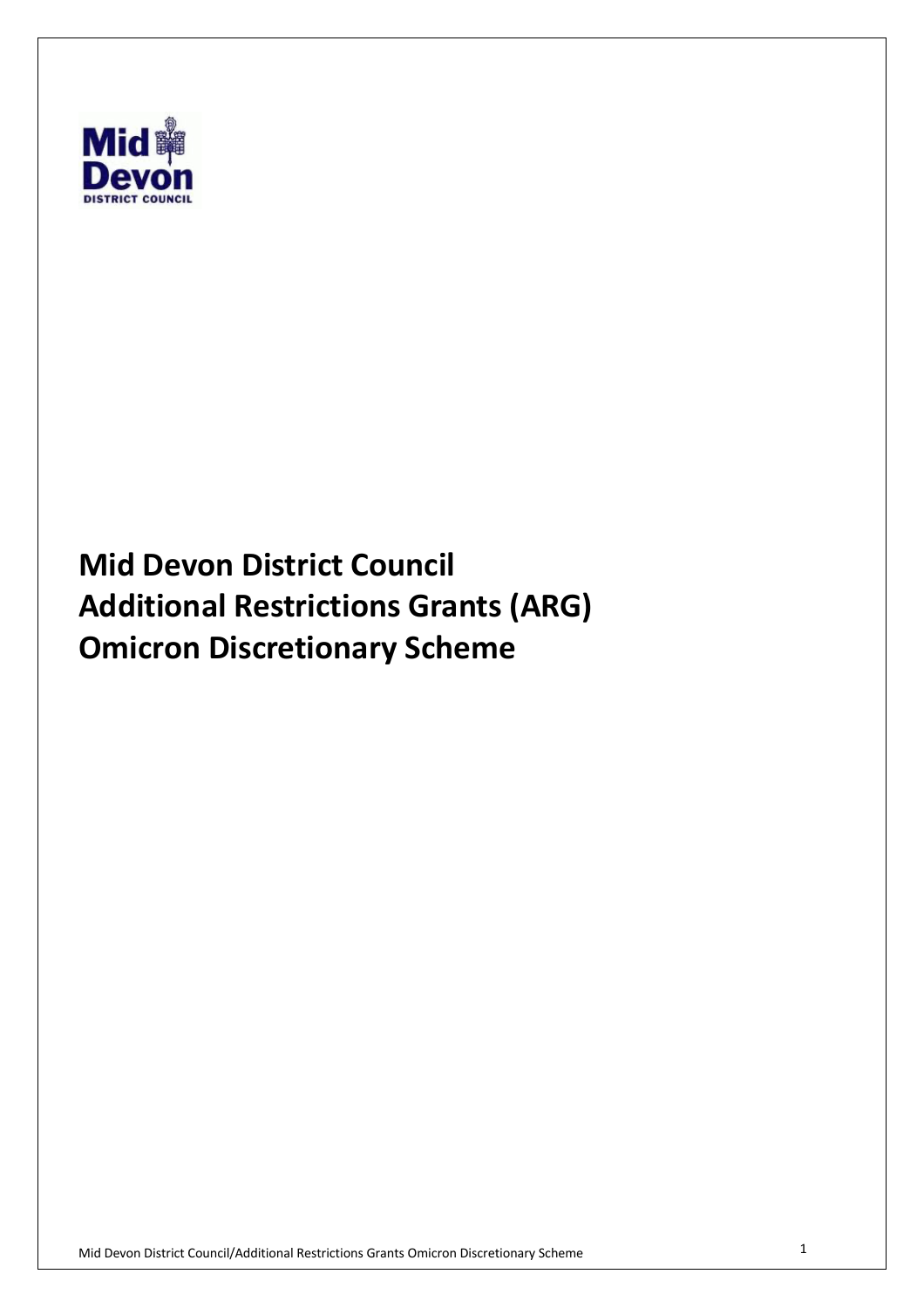# Mid Devon District Council
# Additional Restrictions Grants (ARG)
# Omicron Discretionary Scheme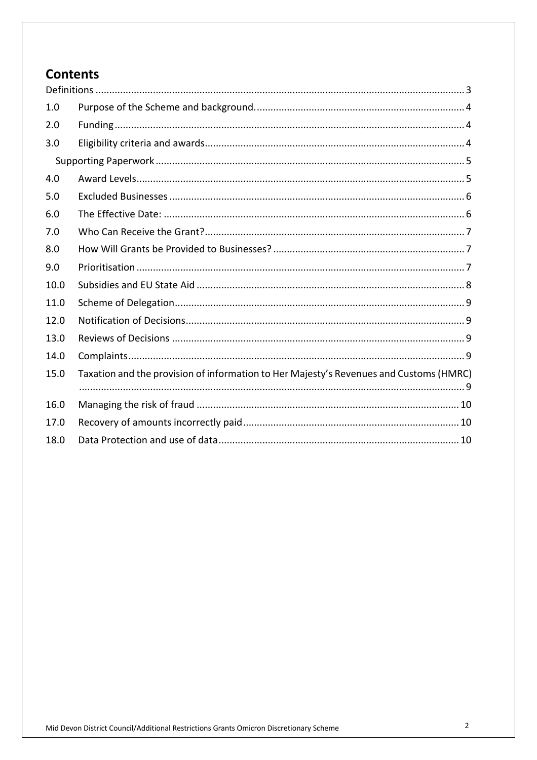## Contents

| | | |
|---|---|---|
| Definitions | | 3 |
| 1.0 | Purpose of the Scheme and background. | 4 |
| 2.0 | Funding | 4 |
| 3.0 | Eligibility criteria and awards | 4 |
| | Supporting Paperwork | 5 |
| 4.0 | Award Levels | 5 |
| 5.0 | Excluded Businesses | 6 |
| 6.0 | The Effective Date: | 6 |
| 7.0 | Who Can Receive the Grant? | 7 |
| 8.0 | How Will Grants be Provided to Businesses? | 7 |
| 9.0 | Prioritisation | 7 |
| 10.0 | Subsidies and EU State Aid | 8 |
| 11.0 | Scheme of Delegation | 9 |
| 12.0 | Notification of Decisions | 9 |
| 13.0 | Reviews of Decisions | 9 |
| 14.0 | Complaints | 9 |
| 15.0 | Taxation and the provision of information to Her Majesty's Revenues and Customs (HMRC) | 9 |
| 16.0 | Managing the risk of fraud | 10 |
| 17.0 | Recovery of amounts incorrectly paid | 10 |
| 18.0 | Data Protection and use of data | 10 |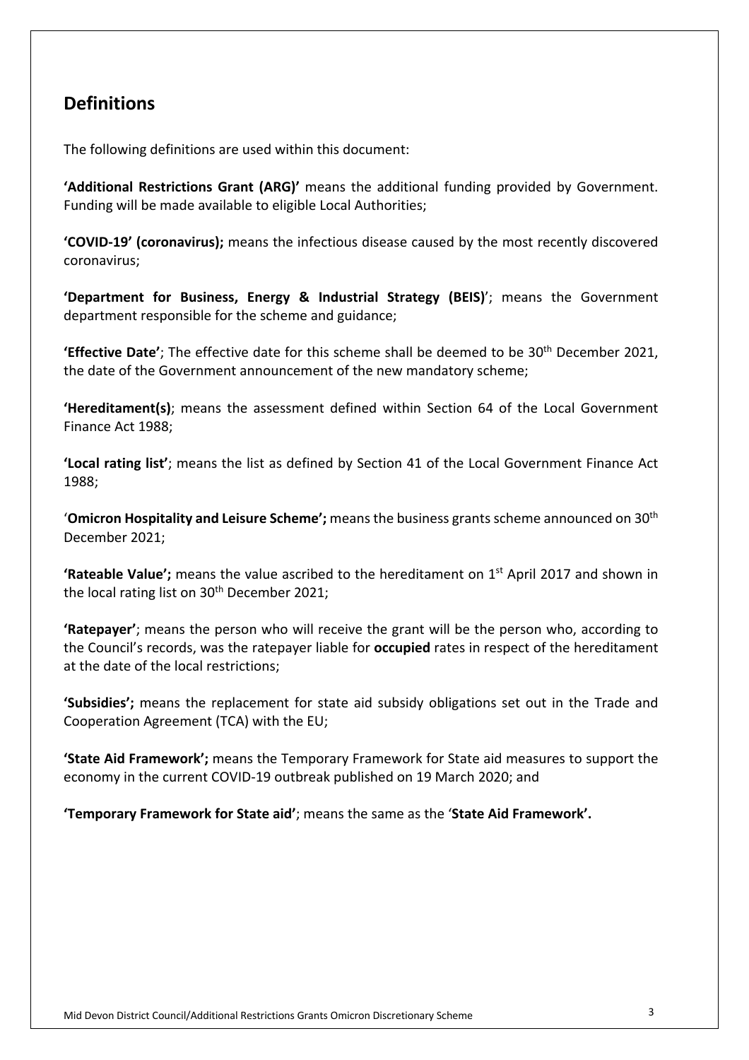## Definitions

The following definitions are used within this document:

**'Additional Restrictions Grant (ARG)'** means the additional funding provided by Government. Funding will be made available to eligible Local Authorities;

**'COVID-19' (coronavirus);** means the infectious disease caused by the most recently discovered coronavirus;

**'Department for Business, Energy & Industrial Strategy (BEIS)**'; means the Government department responsible for the scheme and guidance;

**'Effective Date'**; The effective date for this scheme shall be deemed to be 30th December 2021, the date of the Government announcement of the new mandatory scheme;

**'Hereditament(s)**; means the assessment defined within Section 64 of the Local Government Finance Act 1988;

**'Local rating list'**; means the list as defined by Section 41 of the Local Government Finance Act 1988;

'**Omicron Hospitality and Leisure Scheme';** means the business grants scheme announced on 30th December 2021;

**'Rateable Value';** means the value ascribed to the hereditament on 1st April 2017 and shown in the local rating list on 30th December 2021;

**'Ratepayer'**; means the person who will receive the grant will be the person who, according to the Council's records, was the ratepayer liable for **occupied** rates in respect of the hereditament at the date of the local restrictions;

**'Subsidies';** means the replacement for state aid subsidy obligations set out in the Trade and Cooperation Agreement (TCA) with the EU;

**'State Aid Framework';** means the Temporary Framework for State aid measures to support the economy in the current COVID-19 outbreak published on 19 March 2020; and

**'Temporary Framework for State aid'**; means the same as the '**State Aid Framework'.**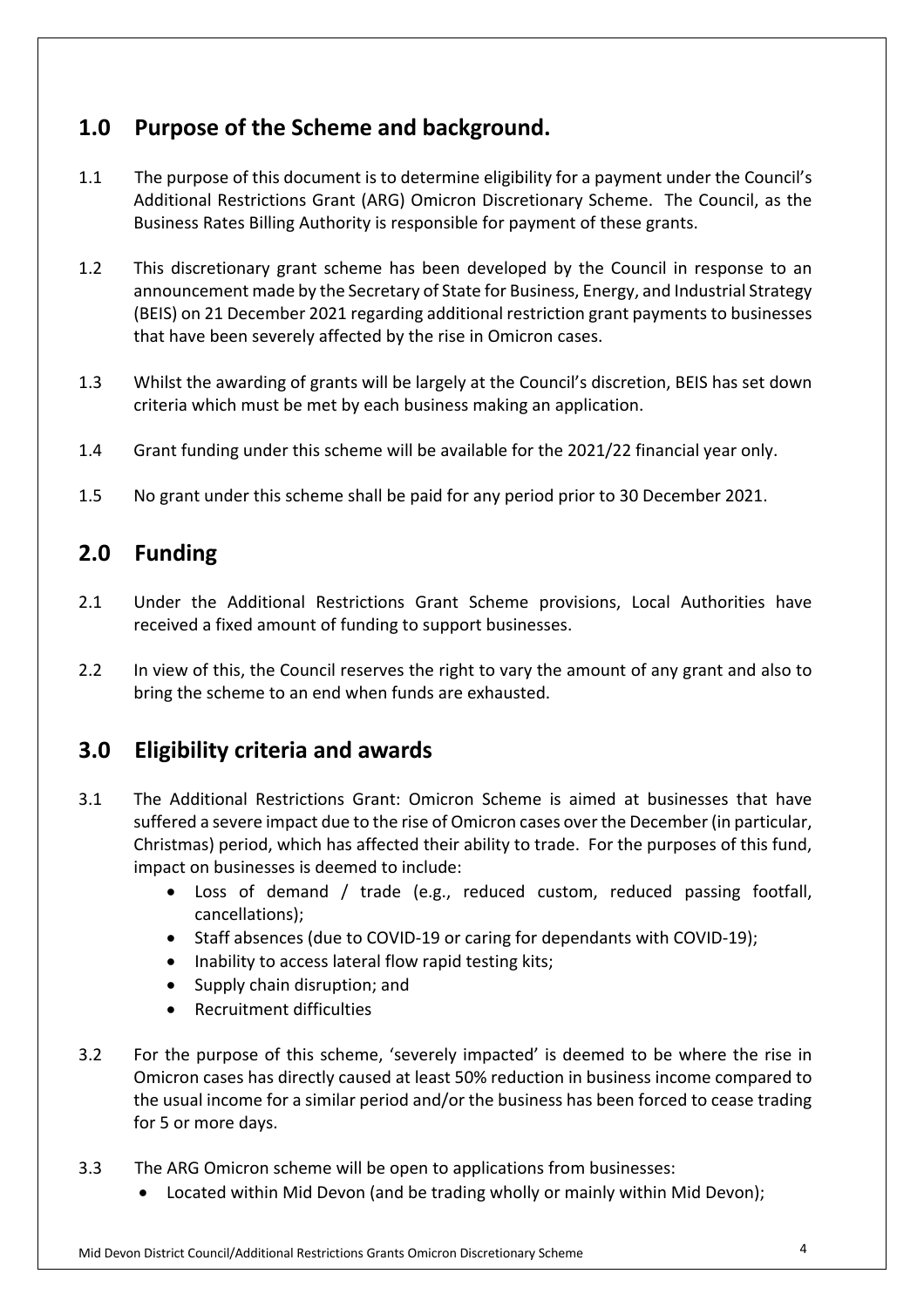## 1.0 Purpose of the Scheme and background.

1.1 The purpose of this document is to determine eligibility for a payment under the Council's Additional Restrictions Grant (ARG) Omicron Discretionary Scheme. The Council, as the Business Rates Billing Authority is responsible for payment of these grants.

1.2 This discretionary grant scheme has been developed by the Council in response to an announcement made by the Secretary of State for Business, Energy, and Industrial Strategy (BEIS) on 21 December 2021 regarding additional restriction grant payments to businesses that have been severely affected by the rise in Omicron cases.

1.3 Whilst the awarding of grants will be largely at the Council's discretion, BEIS has set down criteria which must be met by each business making an application.

1.4 Grant funding under this scheme will be available for the 2021/22 financial year only.

1.5 No grant under this scheme shall be paid for any period prior to 30 December 2021.

## 2.0 Funding

2.1 Under the Additional Restrictions Grant Scheme provisions, Local Authorities have received a fixed amount of funding to support businesses.

2.2 In view of this, the Council reserves the right to vary the amount of any grant and also to bring the scheme to an end when funds are exhausted.

## 3.0 Eligibility criteria and awards

3.1 The Additional Restrictions Grant: Omicron Scheme is aimed at businesses that have suffered a severe impact due to the rise of Omicron cases over the December (in particular, Christmas) period, which has affected their ability to trade. For the purposes of this fund, impact on businesses is deemed to include:

- Loss of demand / trade (e.g., reduced custom, reduced passing footfall, cancellations);
- Staff absences (due to COVID-19 or caring for dependants with COVID-19);
- Inability to access lateral flow rapid testing kits;
- Supply chain disruption; and
- Recruitment difficulties

3.2 For the purpose of this scheme, 'severely impacted' is deemed to be where the rise in Omicron cases has directly caused at least 50% reduction in business income compared to the usual income for a similar period and/or the business has been forced to cease trading for 5 or more days.

3.3 The ARG Omicron scheme will be open to applications from businesses:

- Located within Mid Devon (and be trading wholly or mainly within Mid Devon);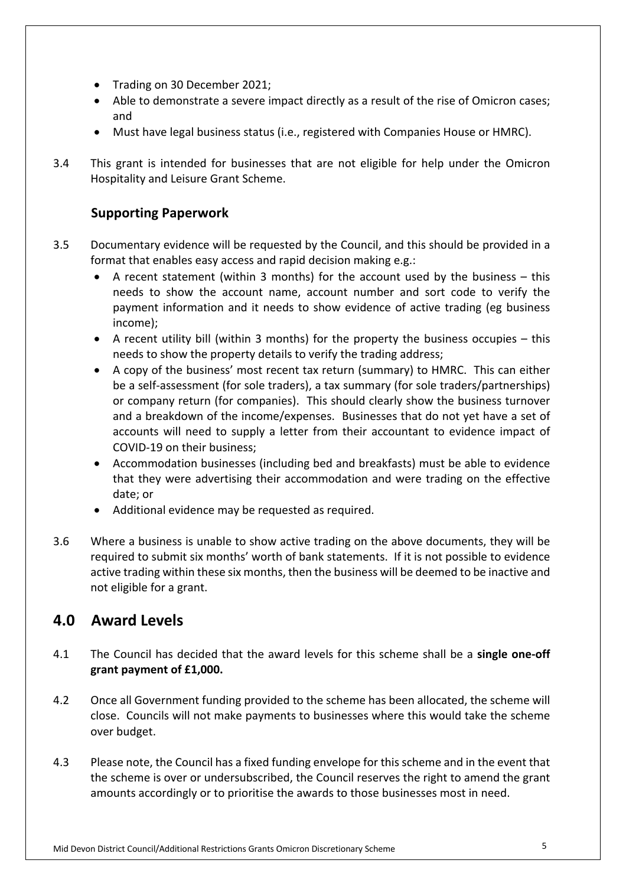- Trading on 30 December 2021;
- Able to demonstrate a severe impact directly as a result of the rise of Omicron cases; and
- Must have legal business status (i.e., registered with Companies House or HMRC).

3.4 This grant is intended for businesses that are not eligible for help under the Omicron Hospitality and Leisure Grant Scheme.

### Supporting Paperwork

3.5 Documentary evidence will be requested by the Council, and this should be provided in a format that enables easy access and rapid decision making e.g.:

- A recent statement (within 3 months) for the account used by the business – this needs to show the account name, account number and sort code to verify the payment information and it needs to show evidence of active trading (eg business income);
- A recent utility bill (within 3 months) for the property the business occupies – this needs to show the property details to verify the trading address;
- A copy of the business' most recent tax return (summary) to HMRC. This can either be a self-assessment (for sole traders), a tax summary (for sole traders/partnerships) or company return (for companies). This should clearly show the business turnover and a breakdown of the income/expenses. Businesses that do not yet have a set of accounts will need to supply a letter from their accountant to evidence impact of COVID-19 on their business;
- Accommodation businesses (including bed and breakfasts) must be able to evidence that they were advertising their accommodation and were trading on the effective date; or
- Additional evidence may be requested as required.

3.6 Where a business is unable to show active trading on the above documents, they will be required to submit six months' worth of bank statements. If it is not possible to evidence active trading within these six months, then the business will be deemed to be inactive and not eligible for a grant.

## 4.0 Award Levels

4.1 The Council has decided that the award levels for this scheme shall be a **single one-off grant payment of £1,000.**

4.2 Once all Government funding provided to the scheme has been allocated, the scheme will close. Councils will not make payments to businesses where this would take the scheme over budget.

4.3 Please note, the Council has a fixed funding envelope for this scheme and in the event that the scheme is over or undersubscribed, the Council reserves the right to amend the grant amounts accordingly or to prioritise the awards to those businesses most in need.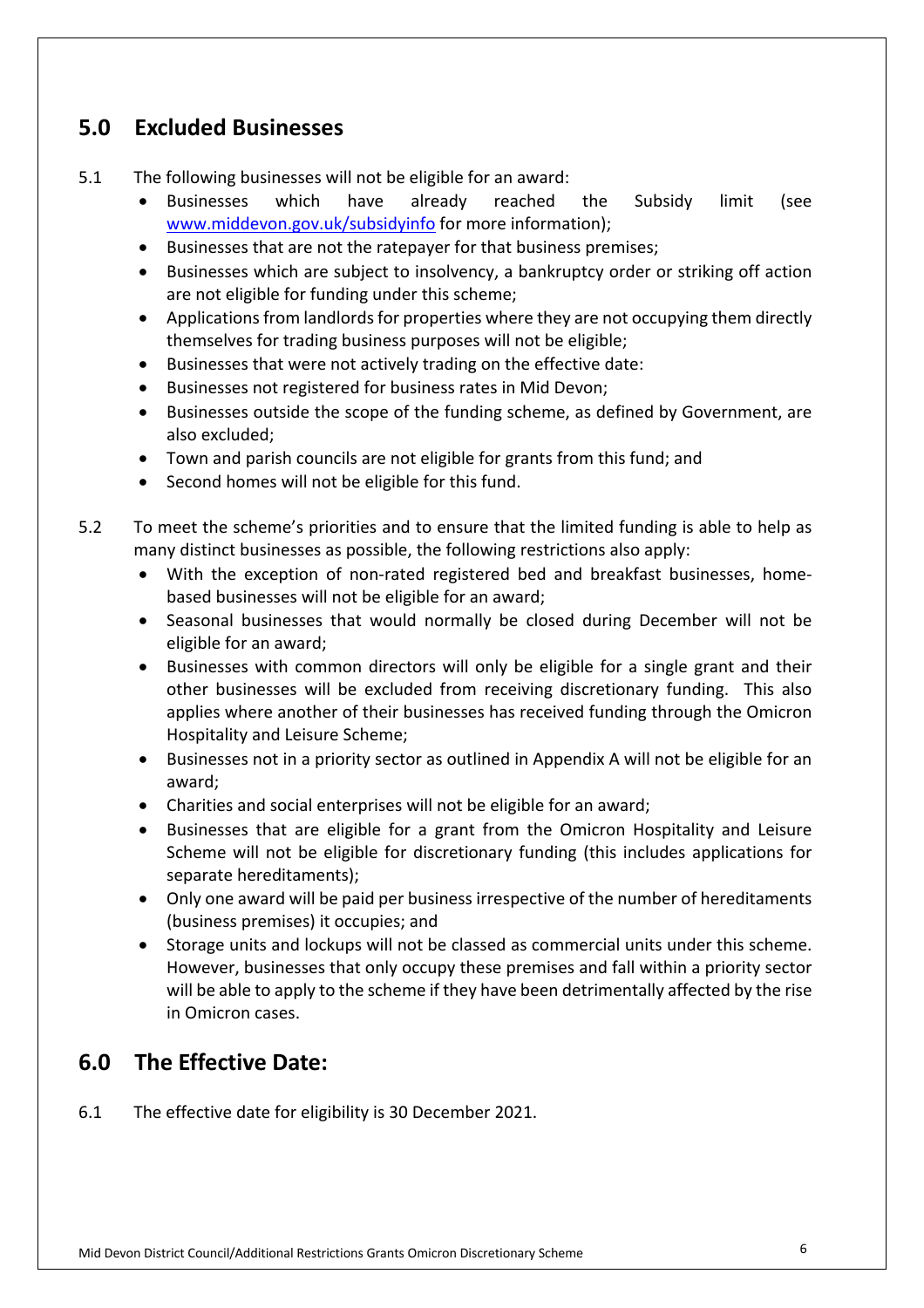## 5.0 Excluded Businesses

5.1 The following businesses will not be eligible for an award:

- Businesses which have already reached the Subsidy limit (see www.middevon.gov.uk/subsidyinfo for more information);
- Businesses that are not the ratepayer for that business premises;
- Businesses which are subject to insolvency, a bankruptcy order or striking off action are not eligible for funding under this scheme;
- Applications from landlords for properties where they are not occupying them directly themselves for trading business purposes will not be eligible;
- Businesses that were not actively trading on the effective date:
- Businesses not registered for business rates in Mid Devon;
- Businesses outside the scope of the funding scheme, as defined by Government, are also excluded;
- Town and parish councils are not eligible for grants from this fund; and
- Second homes will not be eligible for this fund.

5.2 To meet the scheme's priorities and to ensure that the limited funding is able to help as many distinct businesses as possible, the following restrictions also apply:

- With the exception of non-rated registered bed and breakfast businesses, home-based businesses will not be eligible for an award;
- Seasonal businesses that would normally be closed during December will not be eligible for an award;
- Businesses with common directors will only be eligible for a single grant and their other businesses will be excluded from receiving discretionary funding. This also applies where another of their businesses has received funding through the Omicron Hospitality and Leisure Scheme;
- Businesses not in a priority sector as outlined in Appendix A will not be eligible for an award;
- Charities and social enterprises will not be eligible for an award;
- Businesses that are eligible for a grant from the Omicron Hospitality and Leisure Scheme will not be eligible for discretionary funding (this includes applications for separate hereditaments);
- Only one award will be paid per business irrespective of the number of hereditaments (business premises) it occupies; and
- Storage units and lockups will not be classed as commercial units under this scheme. However, businesses that only occupy these premises and fall within a priority sector will be able to apply to the scheme if they have been detrimentally affected by the rise in Omicron cases.

## 6.0 The Effective Date:

6.1 The effective date for eligibility is 30 December 2021.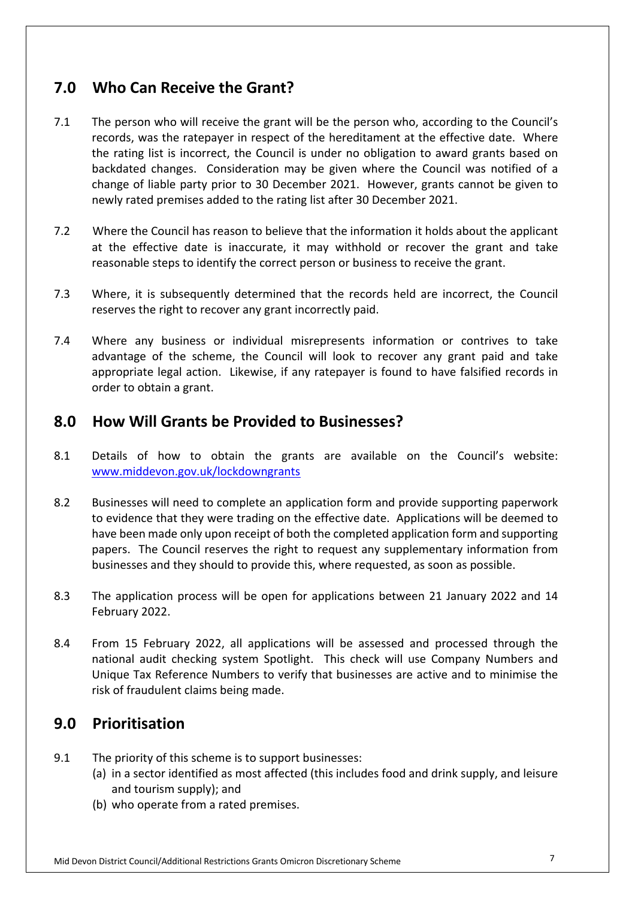## 7.0 Who Can Receive the Grant?

7.1 The person who will receive the grant will be the person who, according to the Council's records, was the ratepayer in respect of the hereditament at the effective date. Where the rating list is incorrect, the Council is under no obligation to award grants based on backdated changes. Consideration may be given where the Council was notified of a change of liable party prior to 30 December 2021. However, grants cannot be given to newly rated premises added to the rating list after 30 December 2021.

7.2 Where the Council has reason to believe that the information it holds about the applicant at the effective date is inaccurate, it may withhold or recover the grant and take reasonable steps to identify the correct person or business to receive the grant.

7.3 Where, it is subsequently determined that the records held are incorrect, the Council reserves the right to recover any grant incorrectly paid.

7.4 Where any business or individual misrepresents information or contrives to take advantage of the scheme, the Council will look to recover any grant paid and take appropriate legal action. Likewise, if any ratepayer is found to have falsified records in order to obtain a grant.

## 8.0 How Will Grants be Provided to Businesses?

8.1 Details of how to obtain the grants are available on the Council's website: [www.middevon.gov.uk/lockdowngrants](http://www.middevon.gov.uk/lockdowngrants)

8.2 Businesses will need to complete an application form and provide supporting paperwork to evidence that they were trading on the effective date. Applications will be deemed to have been made only upon receipt of both the completed application form and supporting papers. The Council reserves the right to request any supplementary information from businesses and they should to provide this, where requested, as soon as possible.

8.3 The application process will be open for applications between 21 January 2022 and 14 February 2022.

8.4 From 15 February 2022, all applications will be assessed and processed through the national audit checking system Spotlight. This check will use Company Numbers and Unique Tax Reference Numbers to verify that businesses are active and to minimise the risk of fraudulent claims being made.

## 9.0 Prioritisation

9.1 The priority of this scheme is to support businesses:

(a) in a sector identified as most affected (this includes food and drink supply, and leisure and tourism supply); and

(b) who operate from a rated premises.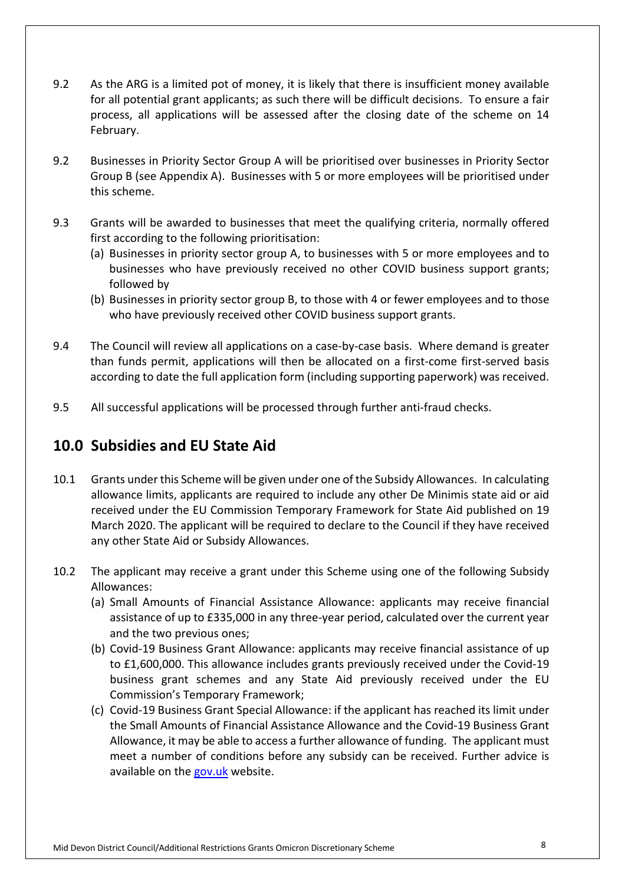9.2 As the ARG is a limited pot of money, it is likely that there is insufficient money available for all potential grant applicants; as such there will be difficult decisions. To ensure a fair process, all applications will be assessed after the closing date of the scheme on 14 February.

9.2 Businesses in Priority Sector Group A will be prioritised over businesses in Priority Sector Group B (see Appendix A). Businesses with 5 or more employees will be prioritised under this scheme.

9.3 Grants will be awarded to businesses that meet the qualifying criteria, normally offered first according to the following prioritisation:

(a) Businesses in priority sector group A, to businesses with 5 or more employees and to businesses who have previously received no other COVID business support grants; followed by

(b) Businesses in priority sector group B, to those with 4 or fewer employees and to those who have previously received other COVID business support grants.

9.4 The Council will review all applications on a case-by-case basis. Where demand is greater than funds permit, applications will then be allocated on a first-come first-served basis according to date the full application form (including supporting paperwork) was received.

9.5 All successful applications will be processed through further anti-fraud checks.

## 10.0 Subsidies and EU State Aid

10.1 Grants under this Scheme will be given under one of the Subsidy Allowances. In calculating allowance limits, applicants are required to include any other De Minimis state aid or aid received under the EU Commission Temporary Framework for State Aid published on 19 March 2020. The applicant will be required to declare to the Council if they have received any other State Aid or Subsidy Allowances.

10.2 The applicant may receive a grant under this Scheme using one of the following Subsidy Allowances:

(a) Small Amounts of Financial Assistance Allowance: applicants may receive financial assistance of up to £335,000 in any three-year period, calculated over the current year and the two previous ones;

(b) Covid-19 Business Grant Allowance: applicants may receive financial assistance of up to £1,600,000. This allowance includes grants previously received under the Covid-19 business grant schemes and any State Aid previously received under the EU Commission's Temporary Framework;

(c) Covid-19 Business Grant Special Allowance: if the applicant has reached its limit under the Small Amounts of Financial Assistance Allowance and the Covid-19 Business Grant Allowance, it may be able to access a further allowance of funding. The applicant must meet a number of conditions before any subsidy can be received. Further advice is available on the gov.uk website.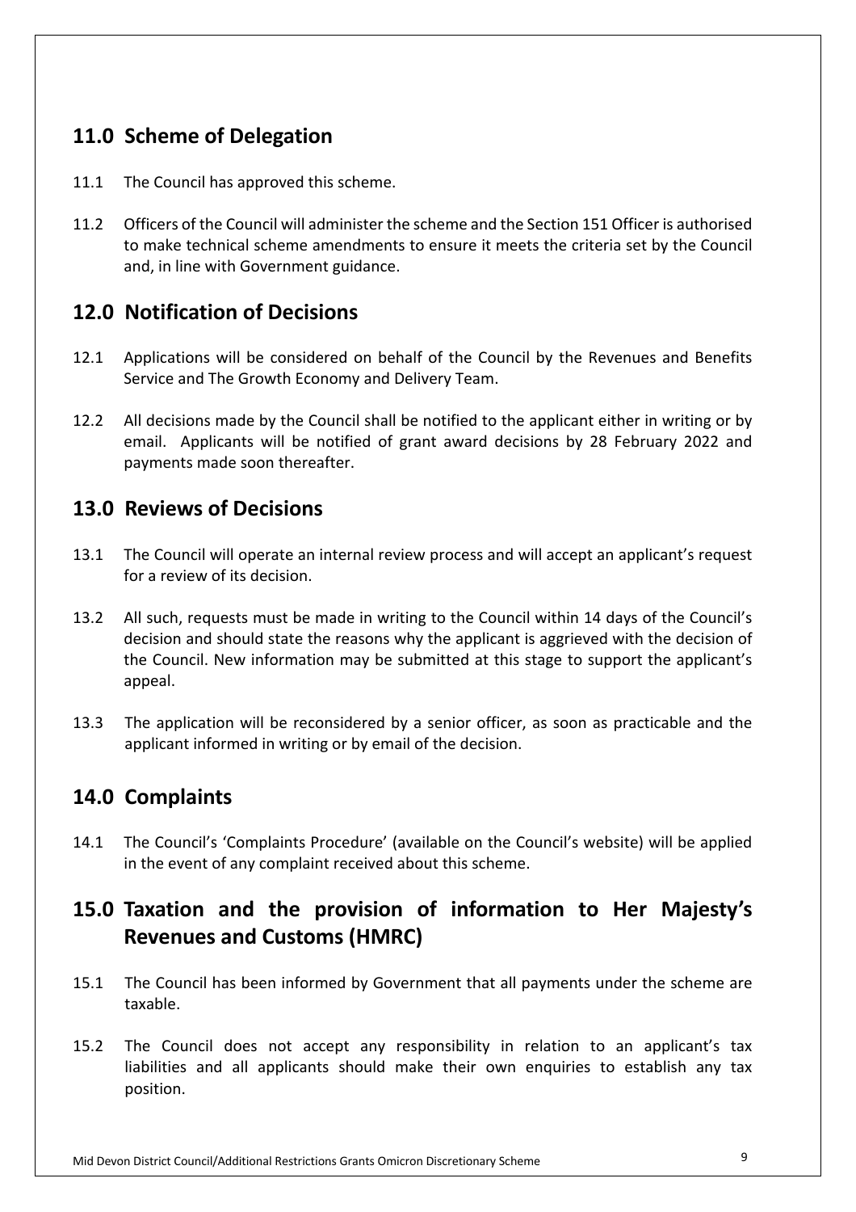## 11.0 Scheme of Delegation

11.1 The Council has approved this scheme.

11.2 Officers of the Council will administer the scheme and the Section 151 Officer is authorised to make technical scheme amendments to ensure it meets the criteria set by the Council and, in line with Government guidance.

## 12.0 Notification of Decisions

12.1 Applications will be considered on behalf of the Council by the Revenues and Benefits Service and The Growth Economy and Delivery Team.

12.2 All decisions made by the Council shall be notified to the applicant either in writing or by email. Applicants will be notified of grant award decisions by 28 February 2022 and payments made soon thereafter.

## 13.0 Reviews of Decisions

13.1 The Council will operate an internal review process and will accept an applicant's request for a review of its decision.

13.2 All such, requests must be made in writing to the Council within 14 days of the Council's decision and should state the reasons why the applicant is aggrieved with the decision of the Council. New information may be submitted at this stage to support the applicant's appeal.

13.3 The application will be reconsidered by a senior officer, as soon as practicable and the applicant informed in writing or by email of the decision.

## 14.0 Complaints

14.1 The Council's 'Complaints Procedure' (available on the Council's website) will be applied in the event of any complaint received about this scheme.

## 15.0 Taxation and the provision of information to Her Majesty's Revenues and Customs (HMRC)

15.1 The Council has been informed by Government that all payments under the scheme are taxable.

15.2 The Council does not accept any responsibility in relation to an applicant's tax liabilities and all applicants should make their own enquiries to establish any tax position.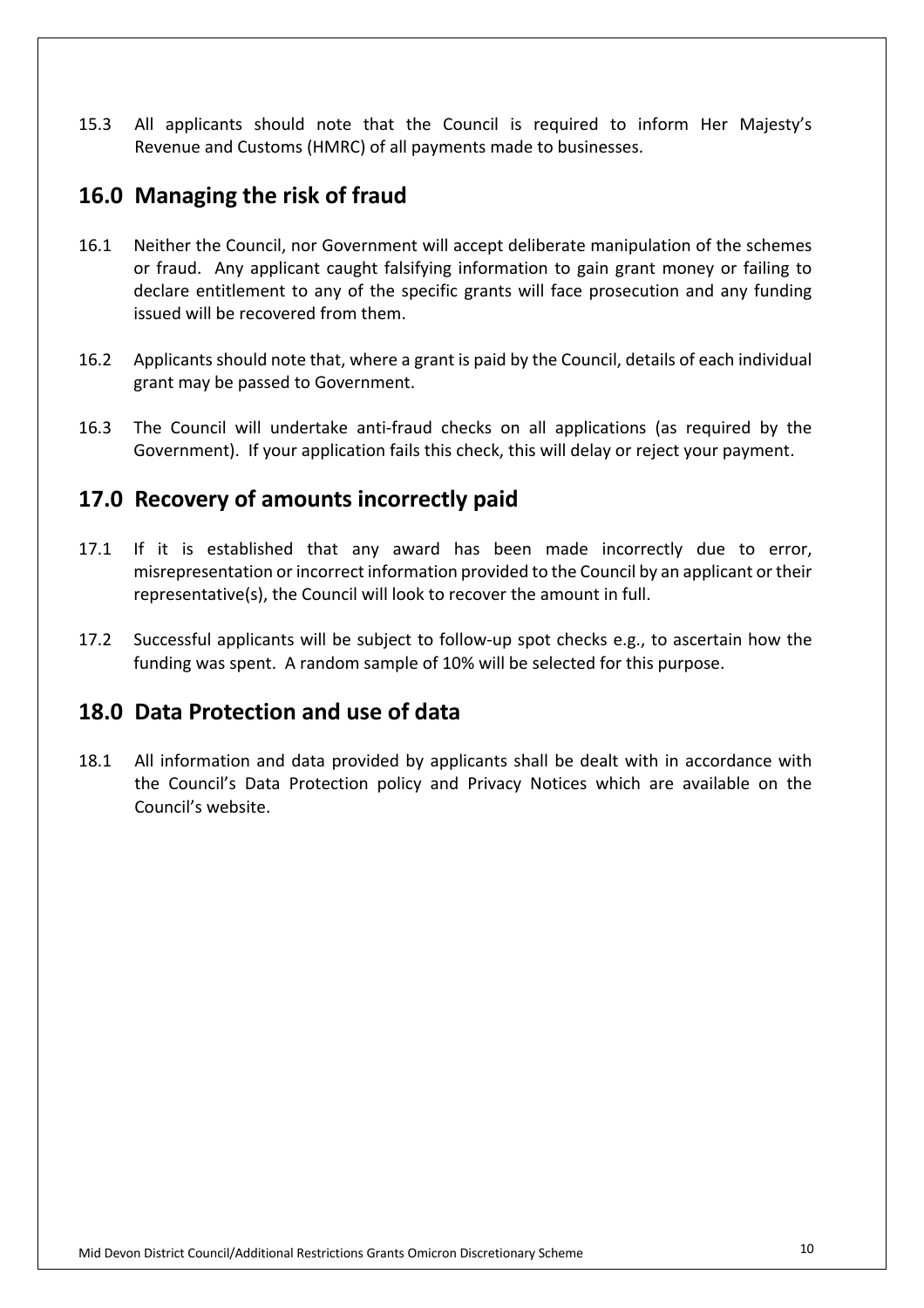15.3 All applicants should note that the Council is required to inform Her Majesty's Revenue and Customs (HMRC) of all payments made to businesses.

## 16.0 Managing the risk of fraud

16.1 Neither the Council, nor Government will accept deliberate manipulation of the schemes or fraud. Any applicant caught falsifying information to gain grant money or failing to declare entitlement to any of the specific grants will face prosecution and any funding issued will be recovered from them.

16.2 Applicants should note that, where a grant is paid by the Council, details of each individual grant may be passed to Government.

16.3 The Council will undertake anti-fraud checks on all applications (as required by the Government). If your application fails this check, this will delay or reject your payment.

## 17.0 Recovery of amounts incorrectly paid

17.1 If it is established that any award has been made incorrectly due to error, misrepresentation or incorrect information provided to the Council by an applicant or their representative(s), the Council will look to recover the amount in full.

17.2 Successful applicants will be subject to follow-up spot checks e.g., to ascertain how the funding was spent. A random sample of 10% will be selected for this purpose.

## 18.0 Data Protection and use of data

18.1 All information and data provided by applicants shall be dealt with in accordance with the Council's Data Protection policy and Privacy Notices which are available on the Council's website.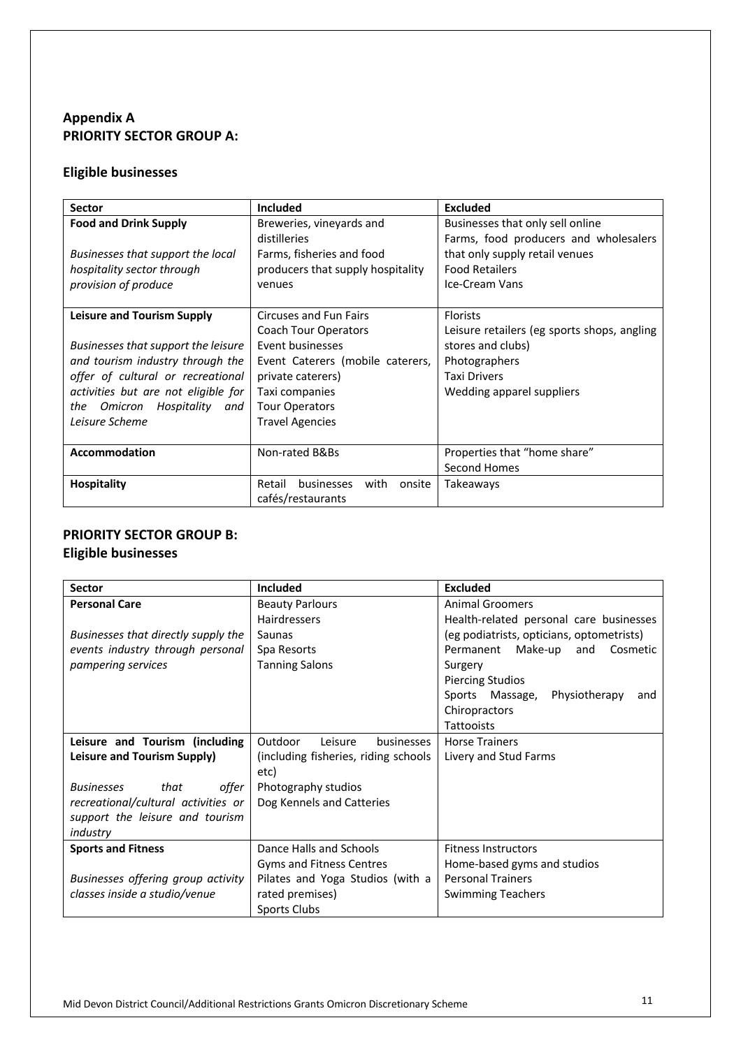**Appendix A**
**PRIORITY SECTOR GROUP A:**

## Eligible businesses

| Sector | Included | Excluded |
|---|---|---|
| **Food and Drink Supply**<br><br>*Businesses that support the local hospitality sector through provision of produce* | Breweries, vineyards and distilleries<br>Farms, fisheries and food producers that supply hospitality venues | Businesses that only sell online<br>Farms, food producers and wholesalers that only supply retail venues<br>Food Retailers<br>Ice-Cream Vans |
| **Leisure and Tourism Supply**<br><br>*Businesses that support the leisure and tourism industry through the offer of cultural or recreational activities but are not eligible for the Omicron Hospitality and Leisure Scheme* | Circuses and Fun Fairs<br>Coach Tour Operators<br>Event businesses<br>Event Caterers (mobile caterers, private caterers)<br>Taxi companies<br>Tour Operators<br>Travel Agencies | Florists<br>Leisure retailers (eg sports shops, angling stores and clubs)<br>Photographers<br>Taxi Drivers<br>Wedding apparel suppliers |
| **Accommodation** | Non-rated B&Bs | Properties that "home share"<br>Second Homes |
| **Hospitality** | Retail businesses with onsite cafés/restaurants | Takeaways |

**PRIORITY SECTOR GROUP B:**
## Eligible businesses

| Sector | Included | Excluded |
|---|---|---|
| **Personal Care**<br><br>*Businesses that directly supply the events industry through personal pampering services* | Beauty Parlours<br>Hairdressers<br>Saunas<br>Spa Resorts<br>Tanning Salons | Animal Groomers<br>Health-related personal care businesses (eg podiatrists, opticians, optometrists)<br>Permanent Make-up and Cosmetic Surgery<br>Piercing Studios<br>Sports Massage, Physiotherapy and Chiropractors<br>Tattooists |
| **Leisure and Tourism (including Leisure and Tourism Supply)**<br><br>*Businesses that offer recreational/cultural activities or support the leisure and tourism industry* | Outdoor Leisure businesses (including fisheries, riding schools etc)<br>Photography studios<br>Dog Kennels and Catteries | Horse Trainers<br>Livery and Stud Farms |
| **Sports and Fitness**<br><br>*Businesses offering group activity classes inside a studio/venue* | Dance Halls and Schools<br>Gyms and Fitness Centres<br>Pilates and Yoga Studios (with a rated premises)<br>Sports Clubs | Fitness Instructors<br>Home-based gyms and studios<br>Personal Trainers<br>Swimming Teachers |